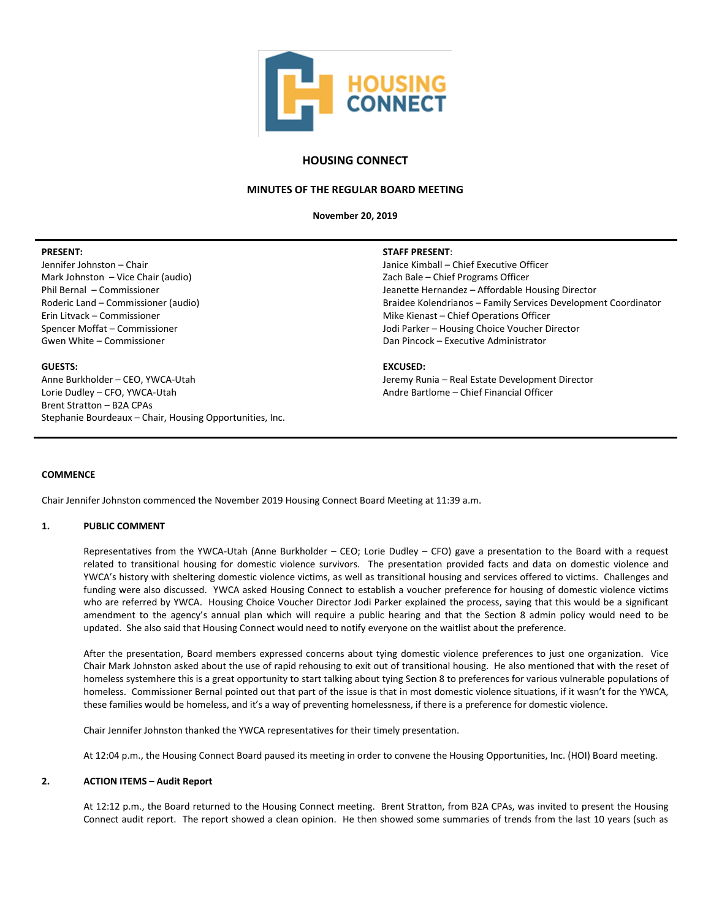# HOUSING CONNECT

## MINUTES OF THE REGULAR BOARD MEETING

**November 20, 2019**

---

**PRESENT:**
Jennifer Johnston – Chair
Mark Johnston – Vice Chair (audio)
Phil Bernal – Commissioner
Roderic Land – Commissioner (audio)
Erin Litvack – Commissioner
Spencer Moffat – Commissioner
Gwen White – Commissioner

**GUESTS:**
Anne Burkholder – CEO, YWCA-Utah
Lorie Dudley – CFO, YWCA-Utah
Brent Stratton – B2A CPAs
Stephanie Bourdeaux – Chair, Housing Opportunities, Inc.

**STAFF PRESENT**:
Janice Kimball – Chief Executive Officer
Zach Bale – Chief Programs Officer
Jeanette Hernandez – Affordable Housing Director
Braidee Kolendrianos – Family Services Development Coordinator
Mike Kienast – Chief Operations Officer
Jodi Parker – Housing Choice Voucher Director
Dan Pincock – Executive Administrator

**EXCUSED:**
Jeremy Runia – Real Estate Development Director
Andre Bartlome – Chief Financial Officer

---

**COMMENCE**

Chair Jennifer Johnston commenced the November 2019 Housing Connect Board Meeting at 11:39 a.m.

**1. PUBLIC COMMENT**

Representatives from the YWCA-Utah (Anne Burkholder – CEO; Lorie Dudley – CFO) gave a presentation to the Board with a request related to transitional housing for domestic violence survivors. The presentation provided facts and data on domestic violence and YWCA's history with sheltering domestic violence victims, as well as transitional housing and services offered to victims. Challenges and funding were also discussed. YWCA asked Housing Connect to establish a voucher preference for housing of domestic violence victims who are referred by YWCA. Housing Choice Voucher Director Jodi Parker explained the process, saying that this would be a significant amendment to the agency's annual plan which will require a public hearing and that the Section 8 admin policy would need to be updated. She also said that Housing Connect would need to notify everyone on the waitlist about the preference.

After the presentation, Board members expressed concerns about tying domestic violence preferences to just one organization. Vice Chair Mark Johnston asked about the use of rapid rehousing to exit out of transitional housing. He also mentioned that with the reset of homeless systemhere this is a great opportunity to start talking about tying Section 8 to preferences for various vulnerable populations of homeless. Commissioner Bernal pointed out that part of the issue is that in most domestic violence situations, if it wasn't for the YWCA, these families would be homeless, and it's a way of preventing homelessness, if there is a preference for domestic violence.

Chair Jennifer Johnston thanked the YWCA representatives for their timely presentation.

At 12:04 p.m., the Housing Connect Board paused its meeting in order to convene the Housing Opportunities, Inc. (HOI) Board meeting.

**2. ACTION ITEMS – Audit Report**

At 12:12 p.m., the Board returned to the Housing Connect meeting. Brent Stratton, from B2A CPAs, was invited to present the Housing Connect audit report. The report showed a clean opinion. He then showed some summaries of trends from the last 10 years (such as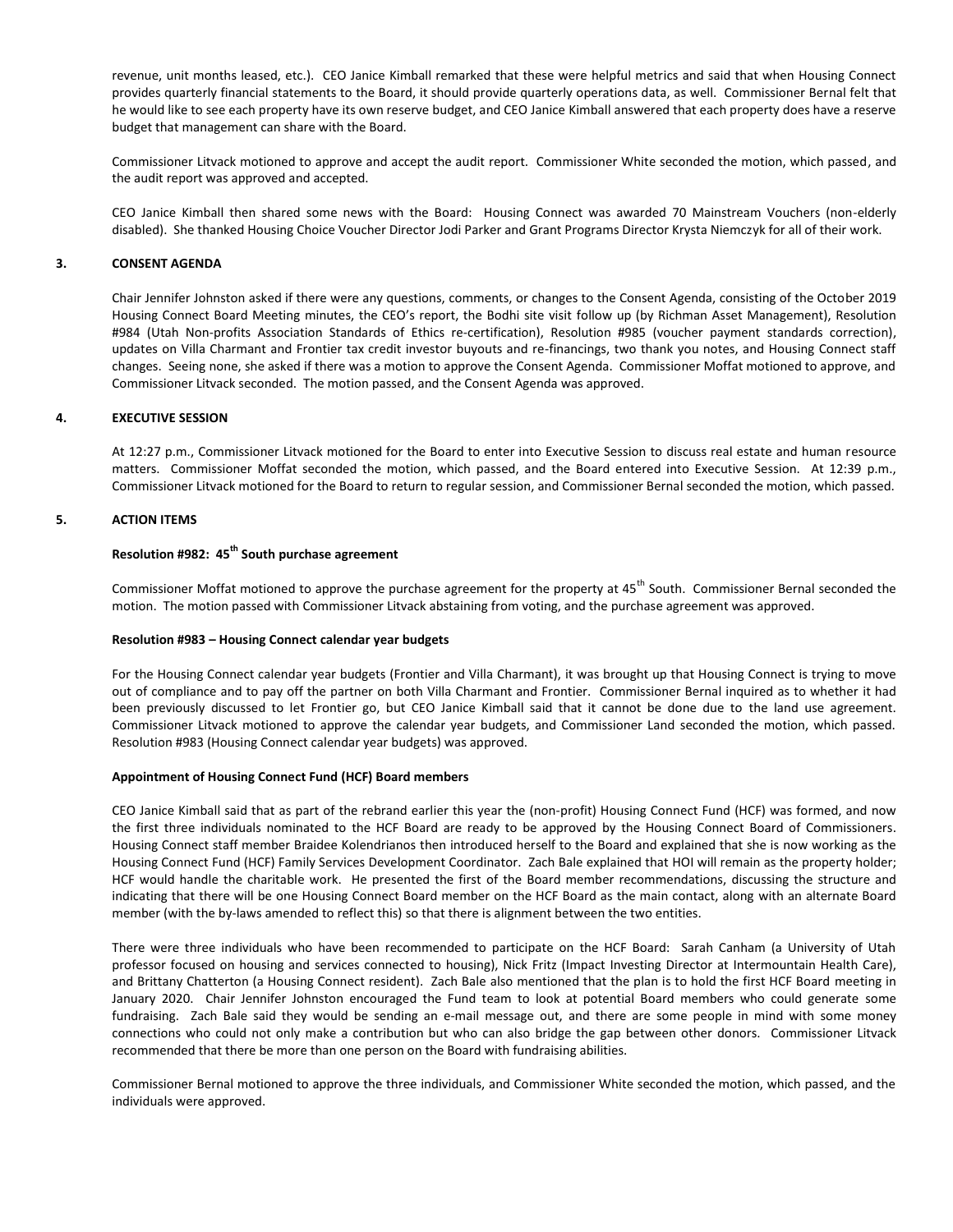revenue, unit months leased, etc.). CEO Janice Kimball remarked that these were helpful metrics and said that when Housing Connect provides quarterly financial statements to the Board, it should provide quarterly operations data, as well. Commissioner Bernal felt that he would like to see each property have its own reserve budget, and CEO Janice Kimball answered that each property does have a reserve budget that management can share with the Board.

Commissioner Litvack motioned to approve and accept the audit report. Commissioner White seconded the motion, which passed, and the audit report was approved and accepted.

CEO Janice Kimball then shared some news with the Board: Housing Connect was awarded 70 Mainstream Vouchers (non-elderly disabled). She thanked Housing Choice Voucher Director Jodi Parker and Grant Programs Director Krysta Niemczyk for all of their work.

## 3. CONSENT AGENDA

Chair Jennifer Johnston asked if there were any questions, comments, or changes to the Consent Agenda, consisting of the October 2019 Housing Connect Board Meeting minutes, the CEO's report, the Bodhi site visit follow up (by Richman Asset Management), Resolution #984 (Utah Non-profits Association Standards of Ethics re-certification), Resolution #985 (voucher payment standards correction), updates on Villa Charmant and Frontier tax credit investor buyouts and re-financings, two thank you notes, and Housing Connect staff changes. Seeing none, she asked if there was a motion to approve the Consent Agenda. Commissioner Moffat motioned to approve, and Commissioner Litvack seconded. The motion passed, and the Consent Agenda was approved.

## 4. EXECUTIVE SESSION

At 12:27 p.m., Commissioner Litvack motioned for the Board to enter into Executive Session to discuss real estate and human resource matters. Commissioner Moffat seconded the motion, which passed, and the Board entered into Executive Session. At 12:39 p.m., Commissioner Litvack motioned for the Board to return to regular session, and Commissioner Bernal seconded the motion, which passed.

## 5. ACTION ITEMS

### Resolution #982: 45th South purchase agreement

Commissioner Moffat motioned to approve the purchase agreement for the property at 45th South. Commissioner Bernal seconded the motion. The motion passed with Commissioner Litvack abstaining from voting, and the purchase agreement was approved.

### Resolution #983 – Housing Connect calendar year budgets

For the Housing Connect calendar year budgets (Frontier and Villa Charmant), it was brought up that Housing Connect is trying to move out of compliance and to pay off the partner on both Villa Charmant and Frontier. Commissioner Bernal inquired as to whether it had been previously discussed to let Frontier go, but CEO Janice Kimball said that it cannot be done due to the land use agreement. Commissioner Litvack motioned to approve the calendar year budgets, and Commissioner Land seconded the motion, which passed. Resolution #983 (Housing Connect calendar year budgets) was approved.

### Appointment of Housing Connect Fund (HCF) Board members

CEO Janice Kimball said that as part of the rebrand earlier this year the (non-profit) Housing Connect Fund (HCF) was formed, and now the first three individuals nominated to the HCF Board are ready to be approved by the Housing Connect Board of Commissioners. Housing Connect staff member Braidee Kolendrianos then introduced herself to the Board and explained that she is now working as the Housing Connect Fund (HCF) Family Services Development Coordinator. Zach Bale explained that HOI will remain as the property holder; HCF would handle the charitable work. He presented the first of the Board member recommendations, discussing the structure and indicating that there will be one Housing Connect Board member on the HCF Board as the main contact, along with an alternate Board member (with the by-laws amended to reflect this) so that there is alignment between the two entities.

There were three individuals who have been recommended to participate on the HCF Board: Sarah Canham (a University of Utah professor focused on housing and services connected to housing), Nick Fritz (Impact Investing Director at Intermountain Health Care), and Brittany Chatterton (a Housing Connect resident). Zach Bale also mentioned that the plan is to hold the first HCF Board meeting in January 2020. Chair Jennifer Johnston encouraged the Fund team to look at potential Board members who could generate some fundraising. Zach Bale said they would be sending an e-mail message out, and there are some people in mind with some money connections who could not only make a contribution but who can also bridge the gap between other donors. Commissioner Litvack recommended that there be more than one person on the Board with fundraising abilities.

Commissioner Bernal motioned to approve the three individuals, and Commissioner White seconded the motion, which passed, and the individuals were approved.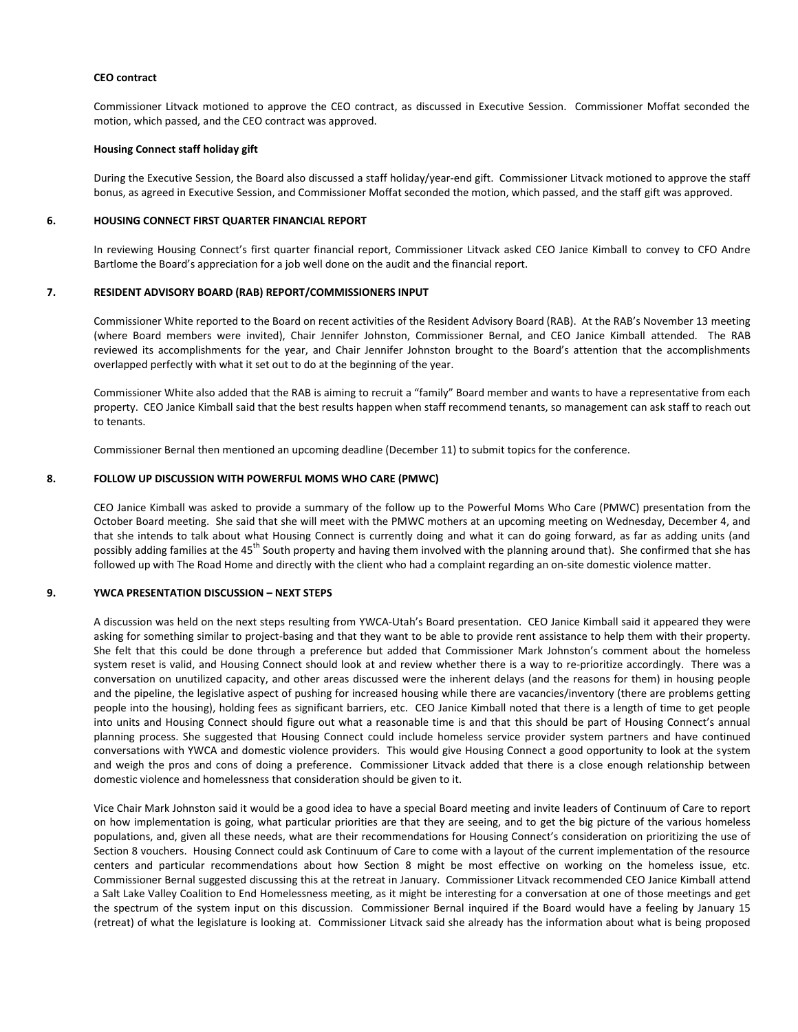**CEO contract**

Commissioner Litvack motioned to approve the CEO contract, as discussed in Executive Session. Commissioner Moffat seconded the motion, which passed, and the CEO contract was approved.

**Housing Connect staff holiday gift**

During the Executive Session, the Board also discussed a staff holiday/year-end gift. Commissioner Litvack motioned to approve the staff bonus, as agreed in Executive Session, and Commissioner Moffat seconded the motion, which passed, and the staff gift was approved.

## 6. HOUSING CONNECT FIRST QUARTER FINANCIAL REPORT

In reviewing Housing Connect's first quarter financial report, Commissioner Litvack asked CEO Janice Kimball to convey to CFO Andre Bartlome the Board's appreciation for a job well done on the audit and the financial report.

## 7. RESIDENT ADVISORY BOARD (RAB) REPORT/COMMISSIONERS INPUT

Commissioner White reported to the Board on recent activities of the Resident Advisory Board (RAB). At the RAB's November 13 meeting (where Board members were invited), Chair Jennifer Johnston, Commissioner Bernal, and CEO Janice Kimball attended. The RAB reviewed its accomplishments for the year, and Chair Jennifer Johnston brought to the Board's attention that the accomplishments overlapped perfectly with what it set out to do at the beginning of the year.

Commissioner White also added that the RAB is aiming to recruit a "family" Board member and wants to have a representative from each property. CEO Janice Kimball said that the best results happen when staff recommend tenants, so management can ask staff to reach out to tenants.

Commissioner Bernal then mentioned an upcoming deadline (December 11) to submit topics for the conference.

## 8. FOLLOW UP DISCUSSION WITH POWERFUL MOMS WHO CARE (PMWC)

CEO Janice Kimball was asked to provide a summary of the follow up to the Powerful Moms Who Care (PMWC) presentation from the October Board meeting. She said that she will meet with the PMWC mothers at an upcoming meeting on Wednesday, December 4, and that she intends to talk about what Housing Connect is currently doing and what it can do going forward, as far as adding units (and possibly adding families at the 45th South property and having them involved with the planning around that). She confirmed that she has followed up with The Road Home and directly with the client who had a complaint regarding an on-site domestic violence matter.

## 9. YWCA PRESENTATION DISCUSSION – NEXT STEPS

A discussion was held on the next steps resulting from YWCA-Utah's Board presentation. CEO Janice Kimball said it appeared they were asking for something similar to project-basing and that they want to be able to provide rent assistance to help them with their property. She felt that this could be done through a preference but added that Commissioner Mark Johnston's comment about the homeless system reset is valid, and Housing Connect should look at and review whether there is a way to re-prioritize accordingly. There was a conversation on unutilized capacity, and other areas discussed were the inherent delays (and the reasons for them) in housing people and the pipeline, the legislative aspect of pushing for increased housing while there are vacancies/inventory (there are problems getting people into the housing), holding fees as significant barriers, etc. CEO Janice Kimball noted that there is a length of time to get people into units and Housing Connect should figure out what a reasonable time is and that this should be part of Housing Connect's annual planning process. She suggested that Housing Connect could include homeless service provider system partners and have continued conversations with YWCA and domestic violence providers. This would give Housing Connect a good opportunity to look at the system and weigh the pros and cons of doing a preference. Commissioner Litvack added that there is a close enough relationship between domestic violence and homelessness that consideration should be given to it.

Vice Chair Mark Johnston said it would be a good idea to have a special Board meeting and invite leaders of Continuum of Care to report on how implementation is going, what particular priorities are that they are seeing, and to get the big picture of the various homeless populations, and, given all these needs, what are their recommendations for Housing Connect's consideration on prioritizing the use of Section 8 vouchers. Housing Connect could ask Continuum of Care to come with a layout of the current implementation of the resource centers and particular recommendations about how Section 8 might be most effective on working on the homeless issue, etc. Commissioner Bernal suggested discussing this at the retreat in January. Commissioner Litvack recommended CEO Janice Kimball attend a Salt Lake Valley Coalition to End Homelessness meeting, as it might be interesting for a conversation at one of those meetings and get the spectrum of the system input on this discussion. Commissioner Bernal inquired if the Board would have a feeling by January 15 (retreat) of what the legislature is looking at. Commissioner Litvack said she already has the information about what is being proposed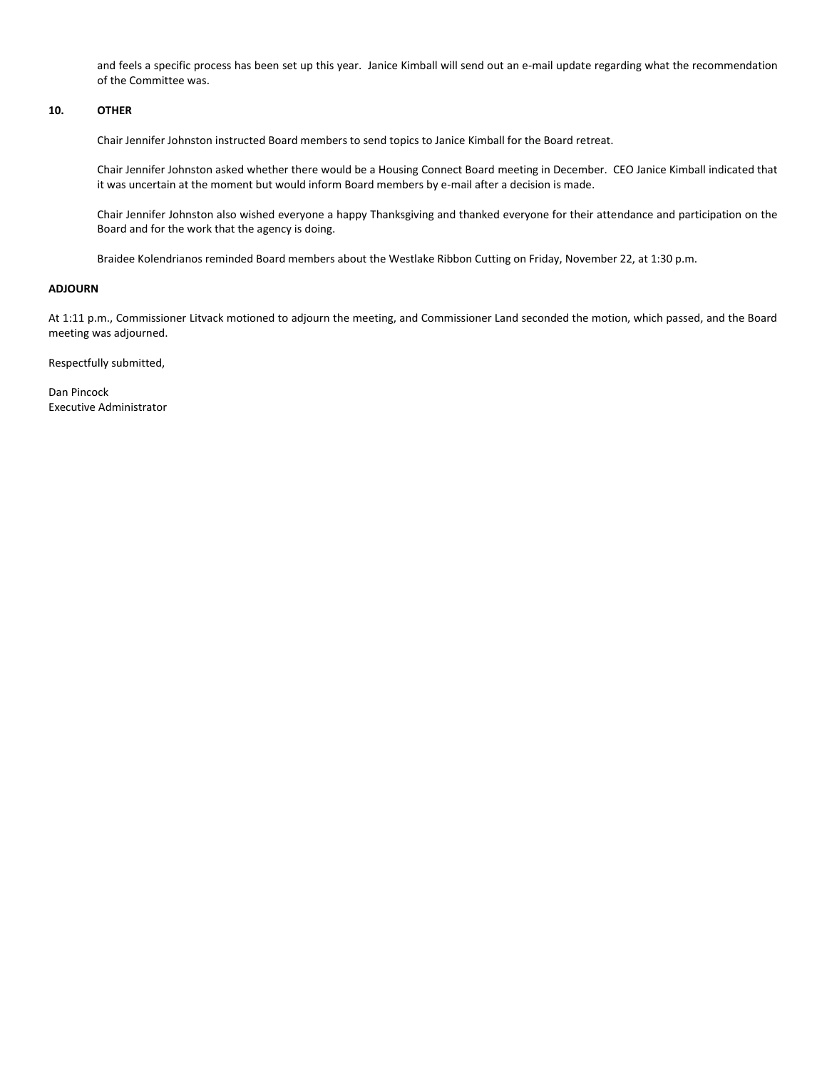and feels a specific process has been set up this year. Janice Kimball will send out an e-mail update regarding what the recommendation of the Committee was.

**10. OTHER**

Chair Jennifer Johnston instructed Board members to send topics to Janice Kimball for the Board retreat.

Chair Jennifer Johnston asked whether there would be a Housing Connect Board meeting in December. CEO Janice Kimball indicated that it was uncertain at the moment but would inform Board members by e-mail after a decision is made.

Chair Jennifer Johnston also wished everyone a happy Thanksgiving and thanked everyone for their attendance and participation on the Board and for the work that the agency is doing.

Braidee Kolendrianos reminded Board members about the Westlake Ribbon Cutting on Friday, November 22, at 1:30 p.m.

**ADJOURN**

At 1:11 p.m., Commissioner Litvack motioned to adjourn the meeting, and Commissioner Land seconded the motion, which passed, and the Board meeting was adjourned.

Respectfully submitted,

Dan Pincock
Executive Administrator